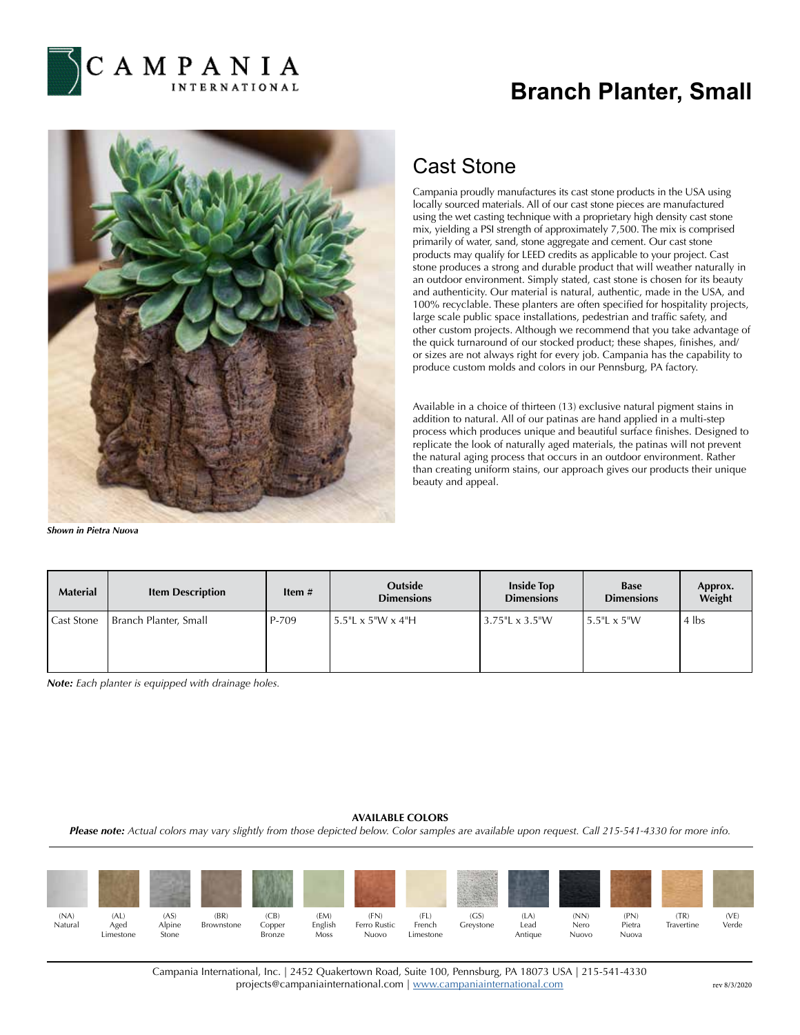# Branch Planter, Small

## Cast Stone

Campania proudly manufactures its cast stone products in the USA using locally sourced materials. All of our cast stone pieces are manufactured using the wet casting technique with a proprietary high density cast stone mix, yielding a PSI strength of approximately 7,500. The mix is comprised primarily of water, sand, stone aggregate and cement. Our cast stone products may qualify for LEED credits as applicable to your project. Cast stone produces a strong and durable product that will weather naturally in an outdoor environment. Simply stated, cast stone is chosen for its beauty and authenticity. Our material is natural, authentic, made in the USA, and 100% recyclable. These planters are often specified for hospitality projects, large scale public space installations, pedestrian and traffic safety, and other custom projects. Although we recommend that you take advantage of the quick turnaround of our stocked product; these shapes, finishes, and/ or sizes are not always right for every job. Campania has the capability to produce custom molds and colors in our Pennsburg, PA factory.

Available in a choice of thirteen (13) exclusive natural pigment stains in addition to natural. All of our patinas are hand applied in a multi-step process which produces unique and beautiful surface finishes. Designed to replicate the look of naturally aged materials, the patinas will not prevent the natural aging process that occurs in an outdoor environment. Rather than creating uniform stains, our approach gives our products their unique beauty and appeal.

***Shown in Pietra Nuova***

| Material | Item Description | Item # | Outside Dimensions | Inside Top Dimensions | Base Dimensions | Approx. Weight |
|---|---|---|---|---|---|---|
| Cast Stone | Branch Planter, Small | P-709 | 5.5"L x 5"W x 4"H | 3.75"L x 3.5"W | 5.5"L x 5"W | 4 lbs |

***Note:*** *Each planter is equipped with drainage holes.*

**AVAILABLE COLORS**

***Please note:*** *Actual colors may vary slightly from those depicted below. Color samples are available upon request. Call 215-541-4330 for more info.*

(NA) Natural | (AL) Aged Limestone | (AS) Alpine Stone | (BR) Brownstone | (CB) Copper Bronze | (EM) English Moss | (FN) Ferro Rustic Nuovo | (FL) French Limestone | (GS) Greystone | (LA) Lead Antique | (NN) Nero Nuovo | (PN) Pietra Nuova | (TR) Travertine | (VE) Verde

Campania International, Inc. | 2452 Quakertown Road, Suite 100, Pennsburg, PA 18073 USA | 215-541-4330
projects@campaniainternational.com | www.campaniainternational.com

rev 8/3/2020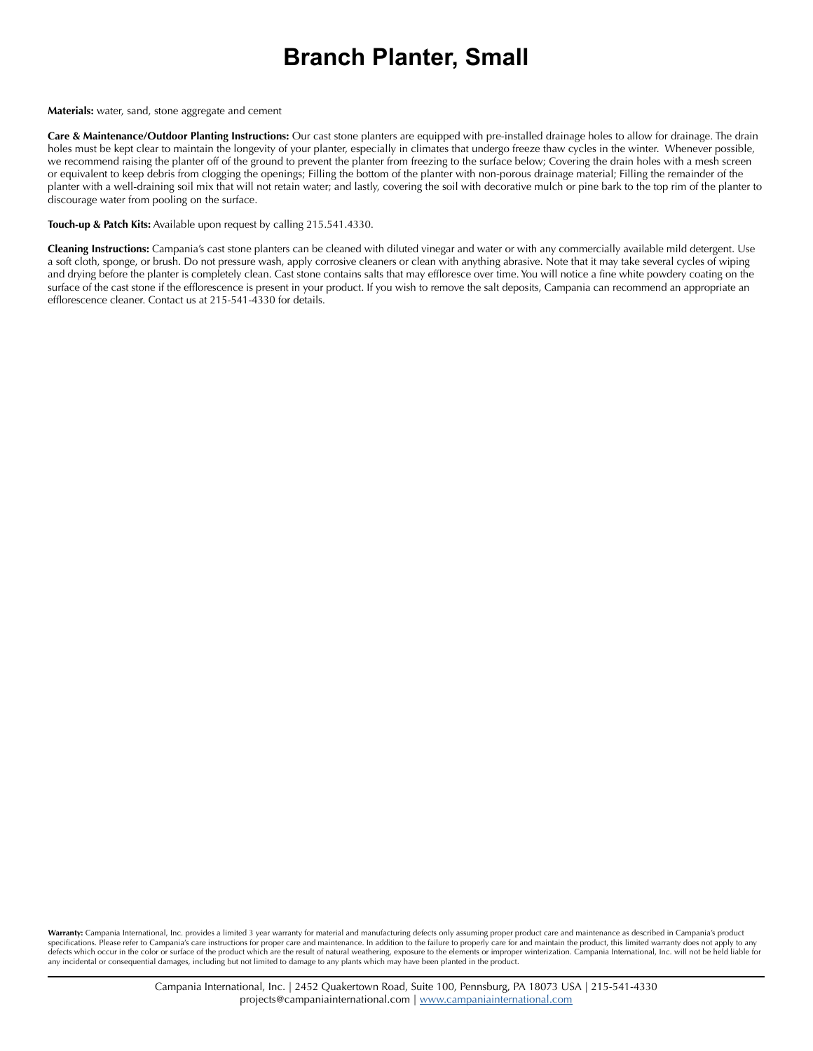# Branch Planter, Small

**Materials:** water, sand, stone aggregate and cement

**Care & Maintenance/Outdoor Planting Instructions:** Our cast stone planters are equipped with pre-installed drainage holes to allow for drainage. The drain holes must be kept clear to maintain the longevity of your planter, especially in climates that undergo freeze thaw cycles in the winter. Whenever possible, we recommend raising the planter off of the ground to prevent the planter from freezing to the surface below; Covering the drain holes with a mesh screen or equivalent to keep debris from clogging the openings; Filling the bottom of the planter with non-porous drainage material; Filling the remainder of the planter with a well-draining soil mix that will not retain water; and lastly, covering the soil with decorative mulch or pine bark to the top rim of the planter to discourage water from pooling on the surface.

**Touch-up & Patch Kits:** Available upon request by calling 215.541.4330.

**Cleaning Instructions:** Campania's cast stone planters can be cleaned with diluted vinegar and water or with any commercially available mild detergent. Use a soft cloth, sponge, or brush. Do not pressure wash, apply corrosive cleaners or clean with anything abrasive. Note that it may take several cycles of wiping and drying before the planter is completely clean. Cast stone contains salts that may effloresce over time. You will notice a fine white powdery coating on the surface of the cast stone if the efflorescence is present in your product. If you wish to remove the salt deposits, Campania can recommend an appropriate an efflorescence cleaner. Contact us at 215-541-4330 for details.

**Warranty:** Campania International, Inc. provides a limited 3 year warranty for material and manufacturing defects only assuming proper product care and maintenance as described in Campania's product specifications. Please refer to Campania's care instructions for proper care and maintenance. In addition to the failure to properly care for and maintain the product, this limited warranty does not apply to any defects which occur in the color or surface of the product which are the result of natural weathering, exposure to the elements or improper winterization. Campania International, Inc. will not be held liable for any incidental or consequential damages, including but not limited to damage to any plants which may have been planted in the product.

Campania International, Inc. | 2452 Quakertown Road, Suite 100, Pennsburg, PA 18073 USA | 215-541-4330
projects@campaniainternational.com | [www.campaniainternational.com](http://www.campaniainternational.com)